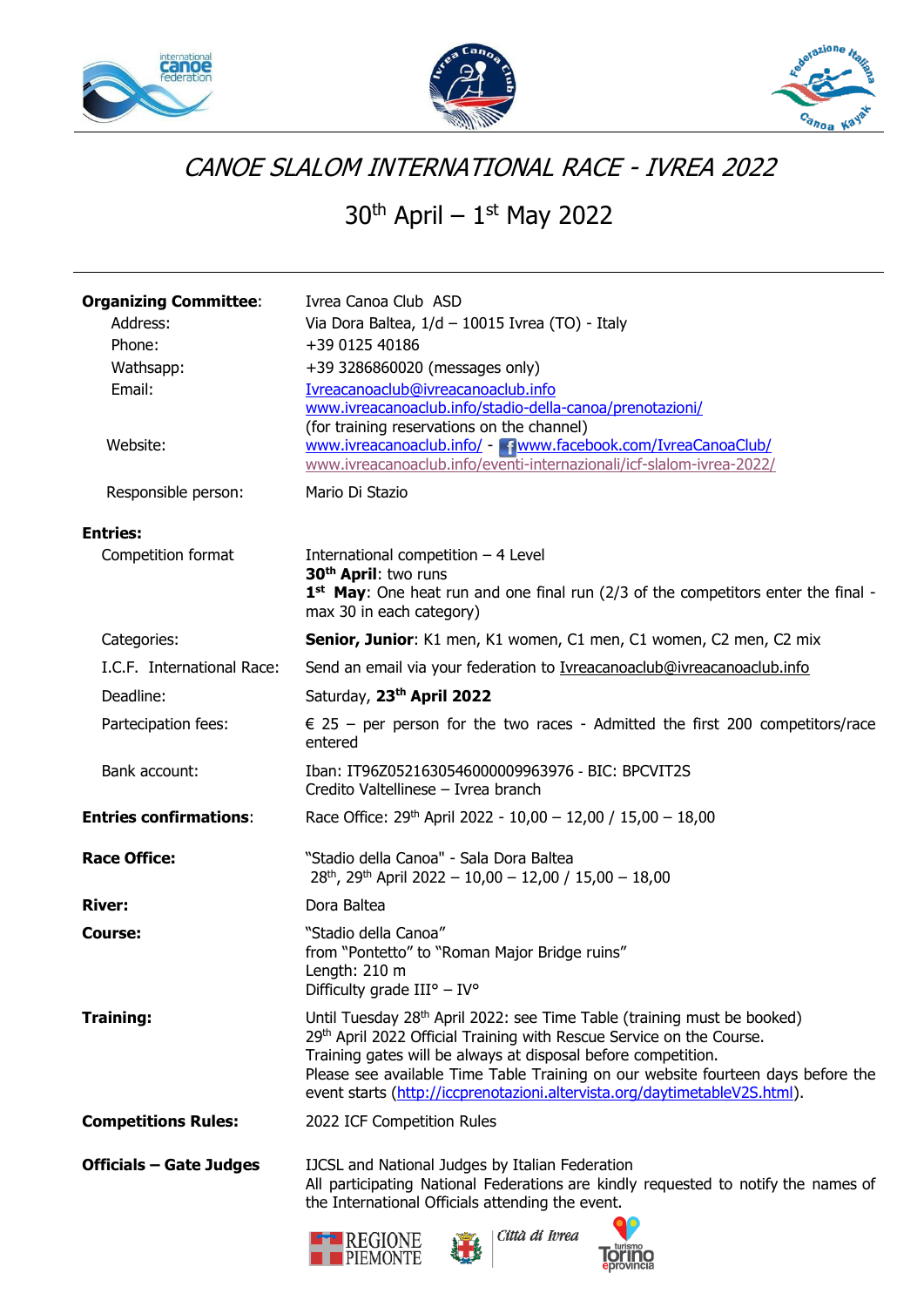# *CANOE SLALOM INTERNATIONAL RACE - IVREA 2022*

## 30th April – 1st May 2022

| | |
|---|---|
| **Organizing Committee**: | Ivrea Canoa Club ASD |
| Address: | Via Dora Baltea, 1/d – 10015 Ivrea (TO) - Italy |
| Phone: | +39 0125 40186 |
| Wathsapp: | +39 3286860020 (messages only) |
| Email: | Ivreacanoaclub@ivreacanoaclub.info<br>www.ivreacanoaclub.info/stadio-della-canoa/prenotazioni/<br>(for training reservations on the channel) |
| Website: | www.ivreacanoaclub.info/ - www.facebook.com/IvreaCanoaClub/<br>www.ivreacanoaclub.info/eventi-internazionali/icf-slalom-ivrea-2022/ |
| Responsible person: | Mario Di Stazio |
| **Entries:** | |
| Competition format | International competition – 4 Level<br>**30th April**: two runs<br>**1st May**: One heat run and one final run (2/3 of the competitors enter the final - max 30 in each category) |
| Categories: | **Senior, Junior**: K1 men, K1 women, C1 men, C1 women, C2 men, C2 mix |
| I.C.F. International Race: | Send an email via your federation to Ivreacanoaclub@ivreacanoaclub.info |
| Deadline: | Saturday, **23th April 2022** |
| Partecipation fees: | € 25 – per person for the two races - Admitted the first 200 competitors/race entered |
| Bank account: | Iban: IT96Z0521630546000009963976 - BIC: BPCVIT2S<br>Credito Valtellinese – Ivrea branch |
| **Entries confirmations**: | Race Office: 29th April 2022 - 10,00 – 12,00 / 15,00 – 18,00 |
| **Race Office:** | "Stadio della Canoa" - Sala Dora Baltea<br>28th, 29th April 2022 – 10,00 – 12,00 / 15,00 – 18,00 |
| **River:** | Dora Baltea |
| **Course:** | "Stadio della Canoa"<br>from "Pontetto" to "Roman Major Bridge ruins"<br>Length: 210 m<br>Difficulty grade III° – IV° |
| **Training:** | Until Tuesday 28th April 2022: see Time Table (training must be booked)<br>29th April 2022 Official Training with Rescue Service on the Course.<br>Training gates will be always at disposal before competition.<br>Please see available Time Table Training on our website fourteen days before the event starts (http://iccprenotazioni.altervista.org/daytimetableV2S.html). |
| **Competitions Rules:** | 2022 ICF Competition Rules |
| **Officials – Gate Judges** | IJCSL and National Judges by Italian Federation<br>All participating National Federations are kindly requested to notify the names of the International Officials attending the event. |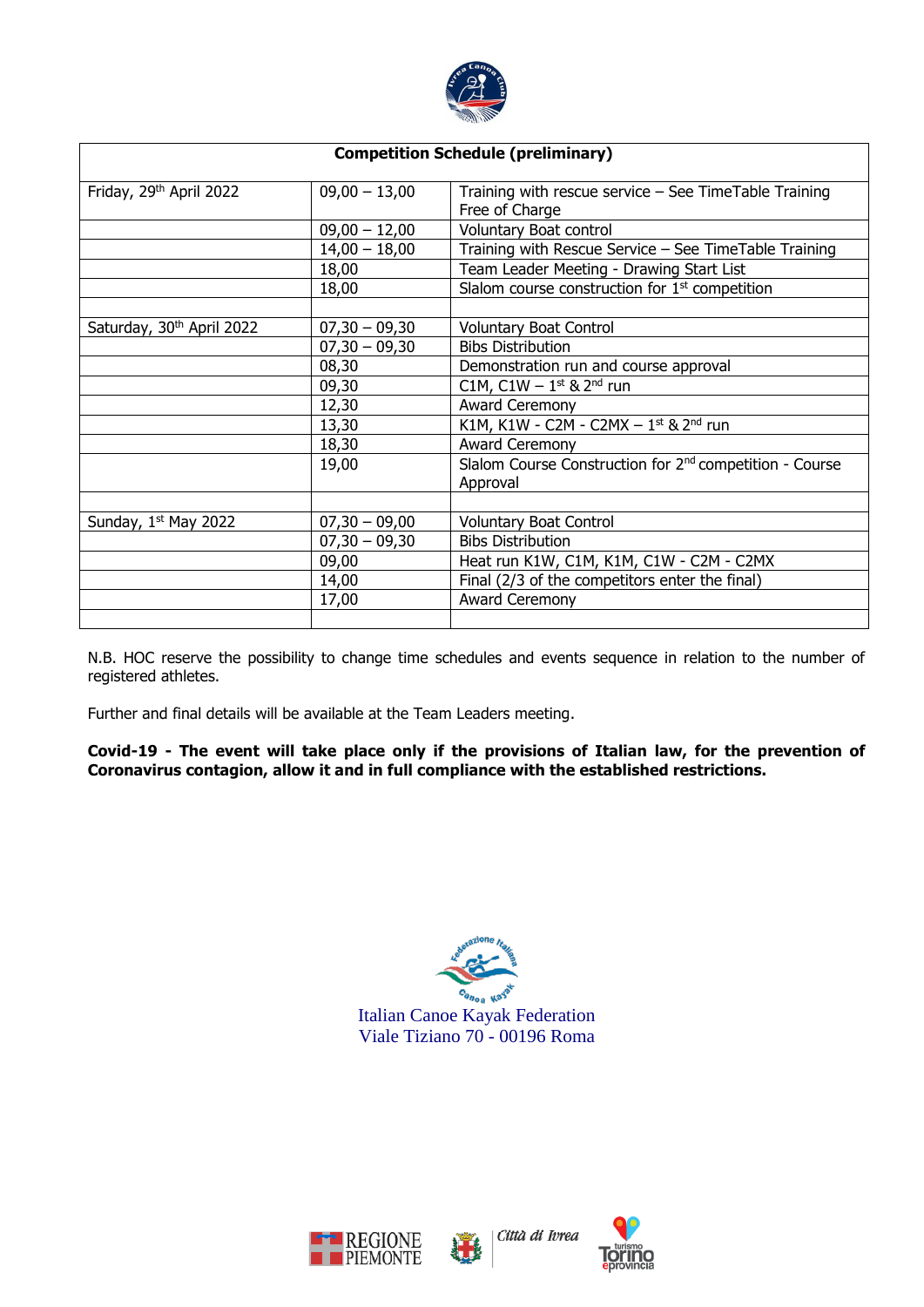| Competition Schedule (preliminary) | | |
| --- | --- | --- |
| Friday, 29th April 2022 | 09,00 – 13,00 | Training with rescue service – See TimeTable Training Free of Charge |
| | 09,00 – 12,00 | Voluntary Boat control |
| | 14,00 – 18,00 | Training with Rescue Service – See TimeTable Training |
| | 18,00 | Team Leader Meeting - Drawing Start List |
| | 18,00 | Slalom course construction for 1st competition |
| | | |
| Saturday, 30th April 2022 | 07,30 – 09,30 | Voluntary Boat Control |
| | 07,30 – 09,30 | Bibs Distribution |
| | 08,30 | Demonstration run and course approval |
| | 09,30 | C1M, C1W – 1st & 2nd run |
| | 12,30 | Award Ceremony |
| | 13,30 | K1M, K1W - C2M - C2MX – 1st & 2nd run |
| | 18,30 | Award Ceremony |
| | 19,00 | Slalom Course Construction for 2nd competition - Course Approval |
| | | |
| Sunday, 1st May 2022 | 07,30 – 09,00 | Voluntary Boat Control |
| | 07,30 – 09,30 | Bibs Distribution |
| | 09,00 | Heat run K1W, C1M, K1M, C1W - C2M - C2MX |
| | 14,00 | Final (2/3 of the competitors enter the final) |
| | 17,00 | Award Ceremony |
| | | |

N.B. HOC reserve the possibility to change time schedules and events sequence in relation to the number of registered athletes.

Further and final details will be available at the Team Leaders meeting.

**Covid-19 - The event will take place only if the provisions of Italian law, for the prevention of Coronavirus contagion, allow it and in full compliance with the established restrictions.**

Italian Canoe Kayak Federation
Viale Tiziano 70 - 00196 Roma